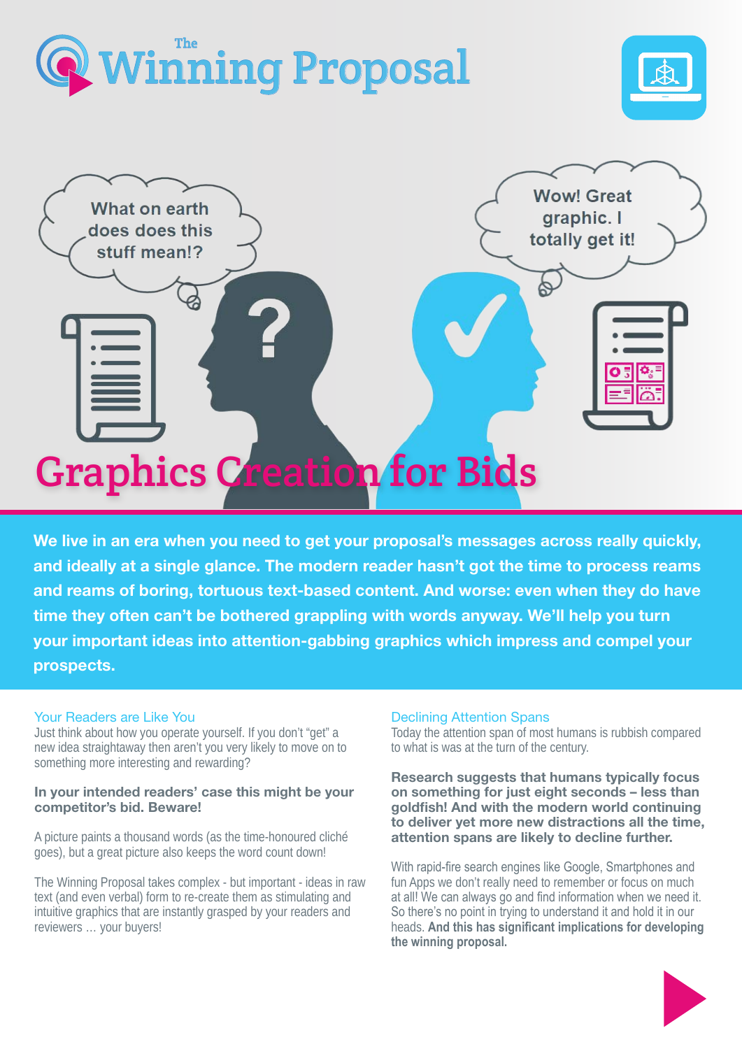# The Winning Proposal

What on earth does does this stuff mean!?

Wow! Great graphic. I totally get it!

# Graphics Creation for Bids

**We live in an era when you need to get your proposal's messages across really quickly, and ideally at a single glance. The modern reader hasn't got the time to process reams and reams of boring, tortuous text-based content. And worse: even when they do have time they often can't be bothered grappling with words anyway. We'll help you turn your important ideas into attention-gabbing graphics which impress and compel your prospects.**

## Your Readers are Like You

Just think about how you operate yourself. If you don't "get" a new idea straightaway then aren't you very likely to move on to something more interesting and rewarding?

**In your intended readers' case this might be your competitor's bid. Beware!**

A picture paints a thousand words (as the time-honoured cliché goes), but a great picture also keeps the word count down!

The Winning Proposal takes complex - but important - ideas in raw text (and even verbal) form to re-create them as stimulating and intuitive graphics that are instantly grasped by your readers and reviewers … your buyers!

## Declining Attention Spans

Today the attention span of most humans is rubbish compared to what is was at the turn of the century.

**Research suggests that humans typically focus on something for just eight seconds – less than goldfish! And with the modern world continuing to deliver yet more new distractions all the time, attention spans are likely to decline further.**

With rapid-fire search engines like Google, Smartphones and fun Apps we don't really need to remember or focus on much at all! We can always go and find information when we need it. So there's no point in trying to understand it and hold it in our heads. **And this has significant implications for developing the winning proposal.**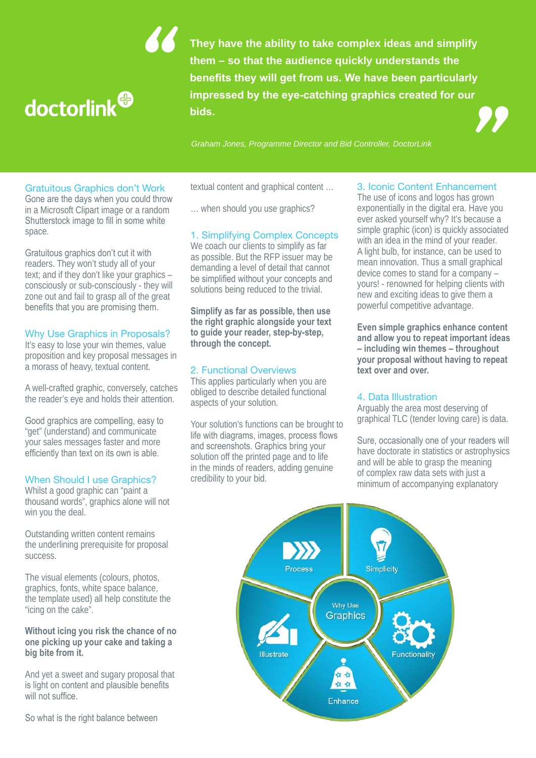doctorlink

> **They have the ability to take complex ideas and simplify them – so that the audience quickly understands the benefits they will get from us. We have been particularly impressed by the eye-catching graphics created for our bids.**
>
> *Graham Jones, Programme Director and Bid Controller, DoctorLink*

## Gratuitous Graphics don't Work

Gone are the days when you could throw in a Microsoft Clipart image or a random Shutterstock image to fill in some white space.

Gratuitous graphics don't cut it with readers. They won't study all of your text; and if they don't like your graphics – consciously or sub-consciously - they will zone out and fail to grasp all of the great benefits that you are promising them.

## Why Use Graphics in Proposals?

It's easy to lose your win themes, value proposition and key proposal messages in a morass of heavy, textual content.

A well-crafted graphic, conversely, catches the reader's eye and holds their attention.

Good graphics are compelling, easy to "get" (understand) and communicate your sales messages faster and more efficiently than text on its own is able.

## When Should I use Graphics?

Whilst a good graphic can "paint a thousand words", graphics alone will not win you the deal.

Outstanding written content remains the underlining prerequisite for proposal success.

The visual elements (colours, photos, graphics, fonts, white space balance, the template used) all help constitute the "icing on the cake".

**Without icing you risk the chance of no one picking up your cake and taking a big bite from it.**

And yet a sweet and sugary proposal that is light on content and plausible benefits will not suffice.

So what is the right balance between textual content and graphical content …

… when should you use graphics?

## 1. Simplifying Complex Concepts

We coach our clients to simplify as far as possible. But the RFP issuer may be demanding a level of detail that cannot be simplified without your concepts and solutions being reduced to the trivial.

**Simplify as far as possible, then use the right graphic alongside your text to guide your reader, step-by-step, through the concept.**

## 2. Functional Overviews

This applies particularly when you are obliged to describe detailed functional aspects of your solution.

Your solution's functions can be brought to life with diagrams, images, process flows and screenshots. Graphics bring your solution off the printed page and to life in the minds of readers, adding genuine credibility to your bid.

## 3. Iconic Content Enhancement

The use of icons and logos has grown exponentially in the digital era. Have you ever asked yourself why? It's because a simple graphic (icon) is quickly associated with an idea in the mind of your reader. A light bulb, for instance, can be used to mean innovation. Thus a small graphical device comes to stand for a company – yours! - renowned for helping clients with new and exciting ideas to give them a powerful competitive advantage.

**Even simple graphics enhance content and allow you to repeat important ideas – including win themes – throughout your proposal without having to repeat text over and over.**

## 4. Data Illustration

Arguably the area most deserving of graphical TLC (tender loving care) is data.

Sure, occasionally one of your readers will have doctorate in statistics or astrophysics and will be able to grasp the meaning of complex raw data sets with just a minimum of accompanying explanatory

Why Use Graphics
Process
Simplicity
Functionality
Enhance
Illustrate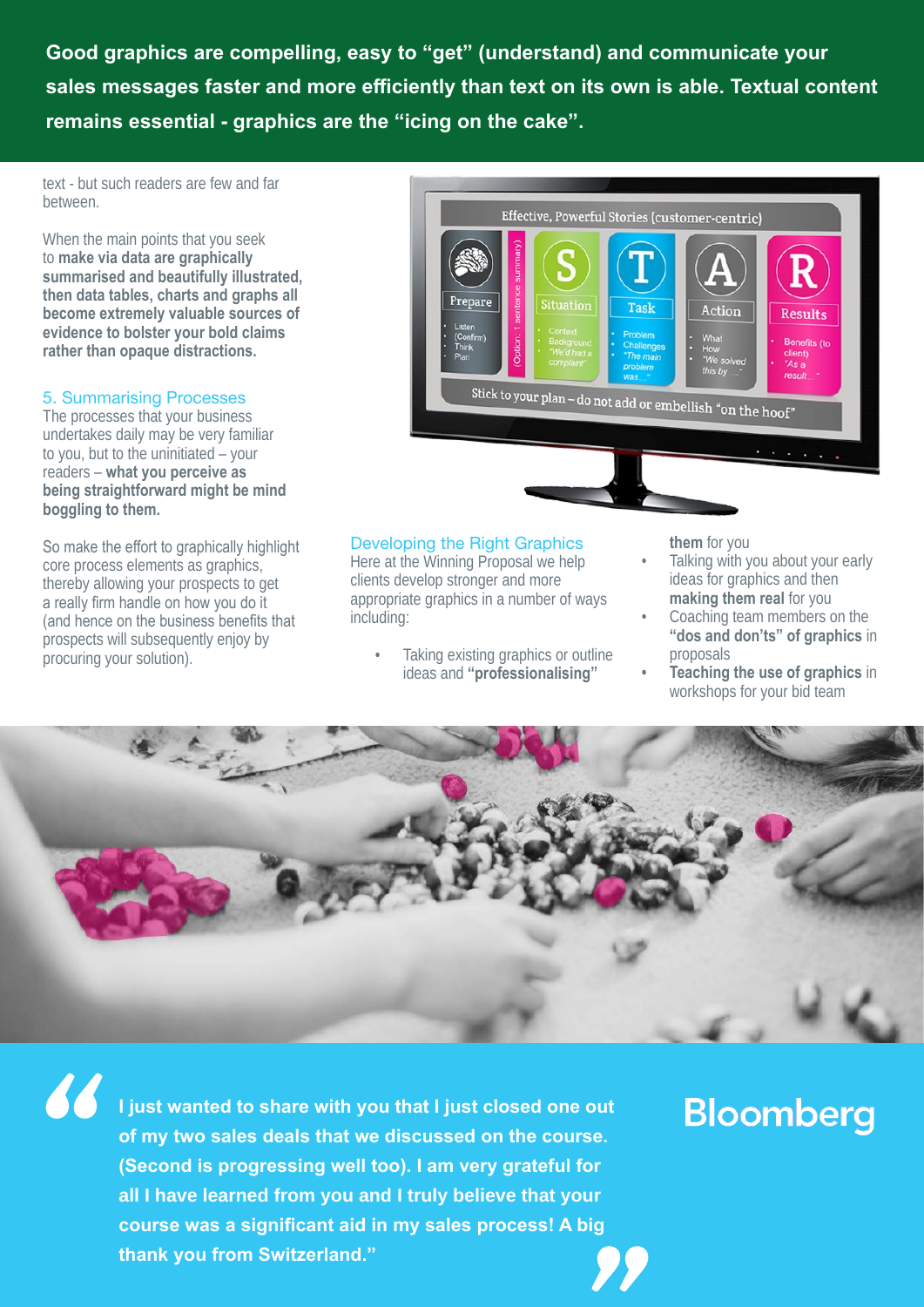**Good graphics are compelling, easy to "get" (understand) and communicate your sales messages faster and more efficiently than text on its own is able. Textual content remains essential - graphics are the "icing on the cake".**

text - but such readers are few and far between.

When the main points that you seek to **make via data are graphically summarised and beautifully illustrated, then data tables, charts and graphs all become extremely valuable sources of evidence to bolster your bold claims rather than opaque distractions.**

## 5. Summarising Processes

The processes that your business undertakes daily may be very familiar to you, but to the uninitiated – your readers – **what you perceive as being straightforward might be mind boggling to them.**

So make the effort to graphically highlight core process elements as graphics, thereby allowing your prospects to get a really firm handle on how you do it (and hence on the business benefits that prospects will subsequently enjoy by procuring your solution).

## Developing the Right Graphics

Here at the Winning Proposal we help clients develop stronger and more appropriate graphics in a number of ways including:

- Taking existing graphics or outline ideas and **"professionalising" them** for you
- Talking with you about your early ideas for graphics and then **making them real** for you
- Coaching team members on the **"dos and don'ts" of graphics** in proposals
- **Teaching the use of graphics** in workshops for your bid team

> **"I just wanted to share with you that I just closed one out of my two sales deals that we discussed on the course. (Second is progressing well too). I am very grateful for all I have learned from you and I truly believe that your course was a significant aid in my sales process! A big thank you from Switzerland."**

**Bloomberg**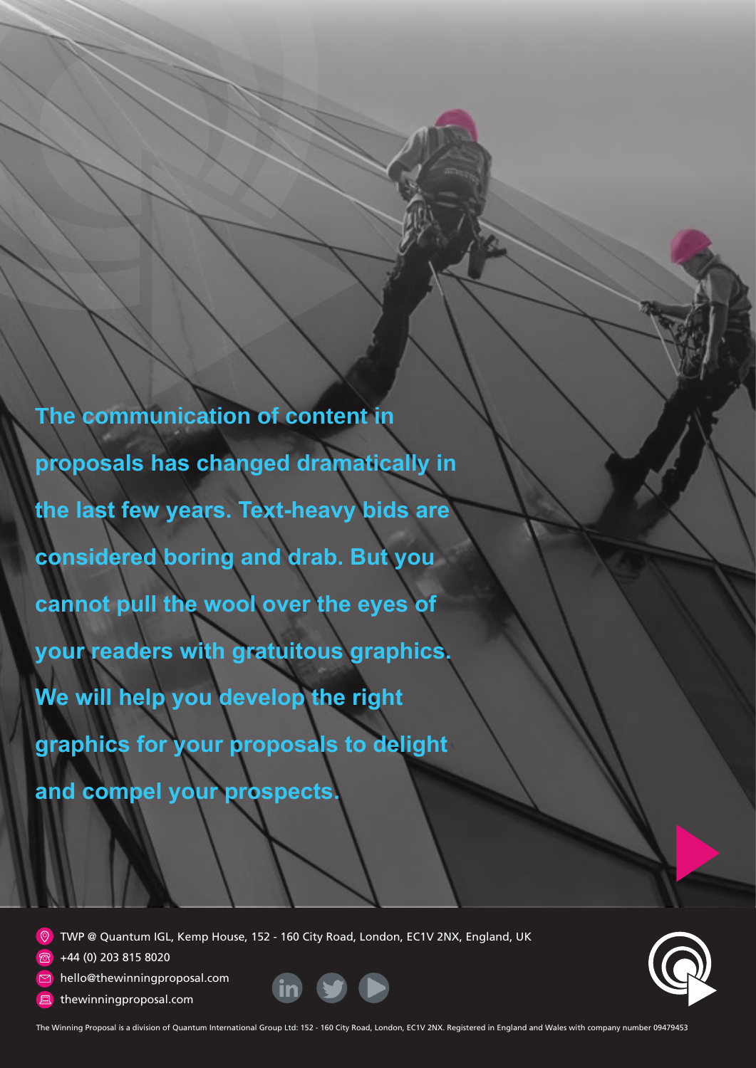**The communication of content in proposals has changed dramatically in the last few years. Text-heavy bids are considered boring and drab. But you cannot pull the wool over the eyes of your readers with gratuitous graphics. We will help you develop the right graphics for your proposals to delight and compel your prospects.**

TWP @ Quantum IGL, Kemp House, 152 - 160 City Road, London, EC1V 2NX, England, UK

+44 (0) 203 815 8020

hello@thewinningproposal.com

thewinningproposal.com

The Winning Proposal is a division of Quantum International Group Ltd: 152 - 160 City Road, London, EC1V 2NX. Registered in England and Wales with company number 09479453